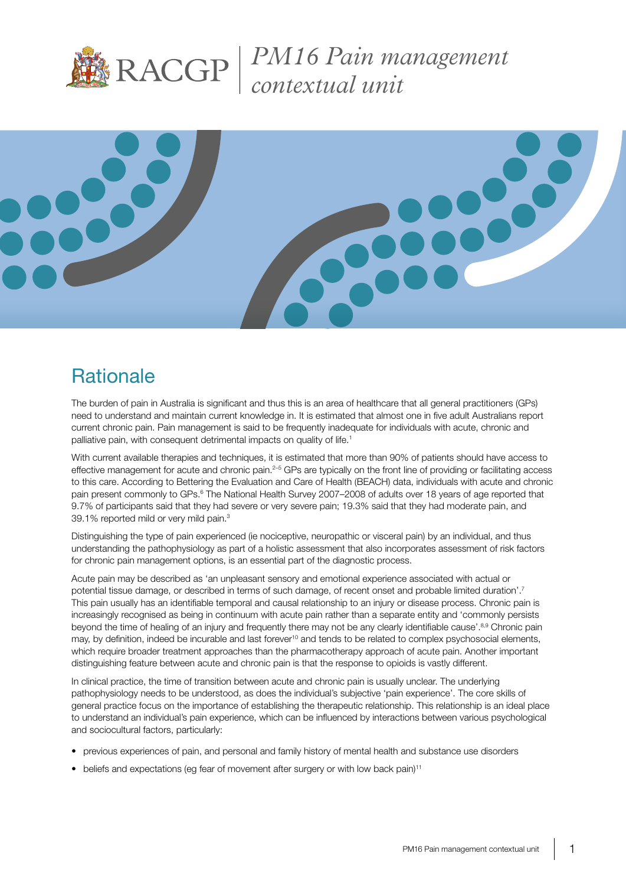# PM16 Pain management contextual unit

## Rationale

The burden of pain in Australia is significant and thus this is an area of healthcare that all general practitioners (GPs) need to understand and maintain current knowledge in. It is estimated that almost one in five adult Australians report current chronic pain. Pain management is said to be frequently inadequate for individuals with acute, chronic and palliative pain, with consequent detrimental impacts on quality of life.[1]

With current available therapies and techniques, it is estimated that more than 90% of patients should have access to effective management for acute and chronic pain.[2–5] GPs are typically on the front line of providing or facilitating access to this care. According to Bettering the Evaluation and Care of Health (BEACH) data, individuals with acute and chronic pain present commonly to GPs.[6] The National Health Survey 2007–2008 of adults over 18 years of age reported that 9.7% of participants said that they had severe or very severe pain; 19.3% said that they had moderate pain, and 39.1% reported mild or very mild pain.[3]

Distinguishing the type of pain experienced (ie nociceptive, neuropathic or visceral pain) by an individual, and thus understanding the pathophysiology as part of a holistic assessment that also incorporates assessment of risk factors for chronic pain management options, is an essential part of the diagnostic process.

Acute pain may be described as 'an unpleasant sensory and emotional experience associated with actual or potential tissue damage, or described in terms of such damage, of recent onset and probable limited duration'.[7] This pain usually has an identifiable temporal and causal relationship to an injury or disease process. Chronic pain is increasingly recognised as being in continuum with acute pain rather than a separate entity and 'commonly persists beyond the time of healing of an injury and frequently there may not be any clearly identifiable cause'.[8,9] Chronic pain may, by definition, indeed be incurable and last forever[10] and tends to be related to complex psychosocial elements, which require broader treatment approaches than the pharmacotherapy approach of acute pain. Another important distinguishing feature between acute and chronic pain is that the response to opioids is vastly different.

In clinical practice, the time of transition between acute and chronic pain is usually unclear. The underlying pathophysiology needs to be understood, as does the individual's subjective 'pain experience'. The core skills of general practice focus on the importance of establishing the therapeutic relationship. This relationship is an ideal place to understand an individual's pain experience, which can be influenced by interactions between various psychological and sociocultural factors, particularly:

- previous experiences of pain, and personal and family history of mental health and substance use disorders
- beliefs and expectations (eg fear of movement after surgery or with low back pain)[11]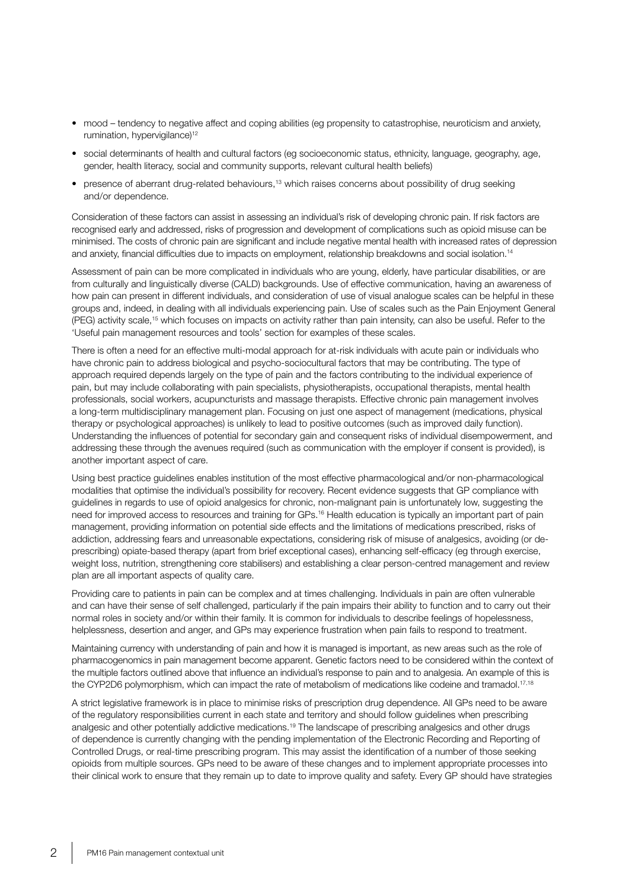- mood – tendency to negative affect and coping abilities (eg propensity to catastrophise, neuroticism and anxiety, rumination, hypervigilance)[12]
- social determinants of health and cultural factors (eg socioeconomic status, ethnicity, language, geography, age, gender, health literacy, social and community supports, relevant cultural health beliefs)
- presence of aberrant drug-related behaviours,[13] which raises concerns about possibility of drug seeking and/or dependence.

Consideration of these factors can assist in assessing an individual's risk of developing chronic pain. If risk factors are recognised early and addressed, risks of progression and development of complications such as opioid misuse can be minimised. The costs of chronic pain are significant and include negative mental health with increased rates of depression and anxiety, financial difficulties due to impacts on employment, relationship breakdowns and social isolation.[14]

Assessment of pain can be more complicated in individuals who are young, elderly, have particular disabilities, or are from culturally and linguistically diverse (CALD) backgrounds. Use of effective communication, having an awareness of how pain can present in different individuals, and consideration of use of visual analogue scales can be helpful in these groups and, indeed, in dealing with all individuals experiencing pain. Use of scales such as the Pain Enjoyment General (PEG) activity scale,[15] which focuses on impacts on activity rather than pain intensity, can also be useful. Refer to the 'Useful pain management resources and tools' section for examples of these scales.

There is often a need for an effective multi-modal approach for at-risk individuals with acute pain or individuals who have chronic pain to address biological and psycho-sociocultural factors that may be contributing. The type of approach required depends largely on the type of pain and the factors contributing to the individual experience of pain, but may include collaborating with pain specialists, physiotherapists, occupational therapists, mental health professionals, social workers, acupuncturists and massage therapists. Effective chronic pain management involves a long-term multidisciplinary management plan. Focusing on just one aspect of management (medications, physical therapy or psychological approaches) is unlikely to lead to positive outcomes (such as improved daily function). Understanding the influences of potential for secondary gain and consequent risks of individual disempowerment, and addressing these through the avenues required (such as communication with the employer if consent is provided), is another important aspect of care.

Using best practice guidelines enables institution of the most effective pharmacological and/or non-pharmacological modalities that optimise the individual's possibility for recovery. Recent evidence suggests that GP compliance with guidelines in regards to use of opioid analgesics for chronic, non-malignant pain is unfortunately low, suggesting the need for improved access to resources and training for GPs.[16] Health education is typically an important part of pain management, providing information on potential side effects and the limitations of medications prescribed, risks of addiction, addressing fears and unreasonable expectations, considering risk of misuse of analgesics, avoiding (or de-prescribing) opiate-based therapy (apart from brief exceptional cases), enhancing self-efficacy (eg through exercise, weight loss, nutrition, strengthening core stabilisers) and establishing a clear person-centred management and review plan are all important aspects of quality care.

Providing care to patients in pain can be complex and at times challenging. Individuals in pain are often vulnerable and can have their sense of self challenged, particularly if the pain impairs their ability to function and to carry out their normal roles in society and/or within their family. It is common for individuals to describe feelings of hopelessness, helplessness, desertion and anger, and GPs may experience frustration when pain fails to respond to treatment.

Maintaining currency with understanding of pain and how it is managed is important, as new areas such as the role of pharmacogenomics in pain management become apparent. Genetic factors need to be considered within the context of the multiple factors outlined above that influence an individual's response to pain and to analgesia. An example of this is the CYP2D6 polymorphism, which can impact the rate of metabolism of medications like codeine and tramadol.[17,18]

A strict legislative framework is in place to minimise risks of prescription drug dependence. All GPs need to be aware of the regulatory responsibilities current in each state and territory and should follow guidelines when prescribing analgesic and other potentially addictive medications.[19] The landscape of prescribing analgesics and other drugs of dependence is currently changing with the pending implementation of the Electronic Recording and Reporting of Controlled Drugs, or real-time prescribing program. This may assist the identification of a number of those seeking opioids from multiple sources. GPs need to be aware of these changes and to implement appropriate processes into their clinical work to ensure that they remain up to date to improve quality and safety. Every GP should have strategies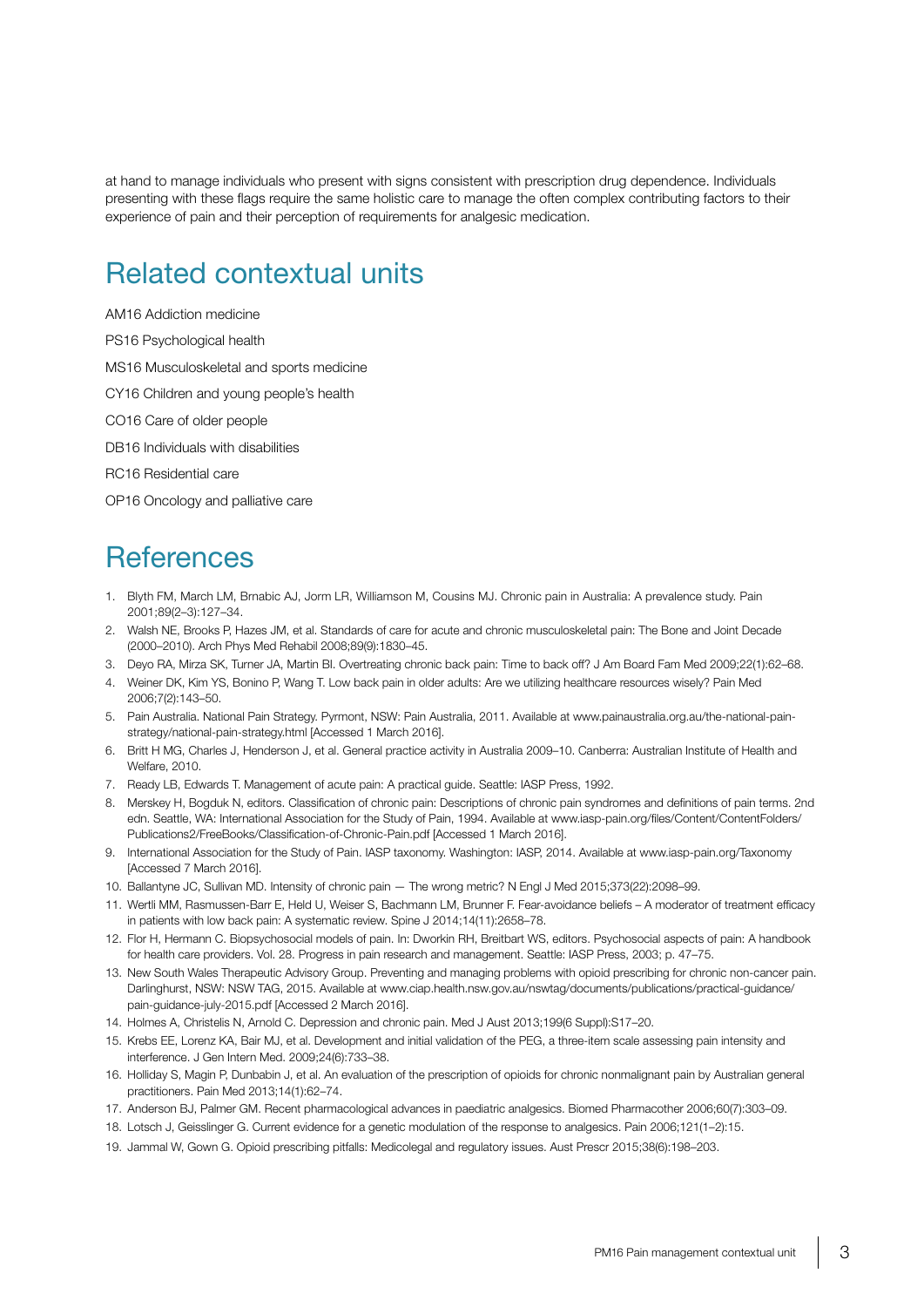at hand to manage individuals who present with signs consistent with prescription drug dependence. Individuals presenting with these flags require the same holistic care to manage the often complex contributing factors to their experience of pain and their perception of requirements for analgesic medication.

## Related contextual units

AM16 Addiction medicine

PS16 Psychological health

MS16 Musculoskeletal and sports medicine

CY16 Children and young people's health

CO16 Care of older people

DB16 Individuals with disabilities

RC16 Residential care

OP16 Oncology and palliative care

## References

1. Blyth FM, March LM, Brnabic AJ, Jorm LR, Williamson M, Cousins MJ. Chronic pain in Australia: A prevalence study. Pain 2001;89(2–3):127–34.
2. Walsh NE, Brooks P, Hazes JM, et al. Standards of care for acute and chronic musculoskeletal pain: The Bone and Joint Decade (2000–2010). Arch Phys Med Rehabil 2008;89(9):1830–45.
3. Deyo RA, Mirza SK, Turner JA, Martin BI. Overtreating chronic back pain: Time to back off? J Am Board Fam Med 2009;22(1):62–68.
4. Weiner DK, Kim YS, Bonino P, Wang T. Low back pain in older adults: Are we utilizing healthcare resources wisely? Pain Med 2006;7(2):143–50.
5. Pain Australia. National Pain Strategy. Pyrmont, NSW: Pain Australia, 2011. Available at www.painaustralia.org.au/the-national-pain-strategy/national-pain-strategy.html [Accessed 1 March 2016].
6. Britt H MG, Charles J, Henderson J, et al. General practice activity in Australia 2009–10. Canberra: Australian Institute of Health and Welfare, 2010.
7. Ready LB, Edwards T. Management of acute pain: A practical guide. Seattle: IASP Press, 1992.
8. Merskey H, Bogduk N, editors. Classification of chronic pain: Descriptions of chronic pain syndromes and definitions of pain terms. 2nd edn. Seattle, WA: International Association for the Study of Pain, 1994. Available at www.iasp-pain.org/files/Content/ContentFolders/Publications2/FreeBooks/Classification-of-Chronic-Pain.pdf [Accessed 1 March 2016].
9. International Association for the Study of Pain. IASP taxonomy. Washington: IASP, 2014. Available at www.iasp-pain.org/Taxonomy [Accessed 7 March 2016].
10. Ballantyne JC, Sullivan MD. Intensity of chronic pain — The wrong metric? N Engl J Med 2015;373(22):2098–99.
11. Wertli MM, Rasmussen-Barr E, Held U, Weiser S, Bachmann LM, Brunner F. Fear-avoidance beliefs – A moderator of treatment efficacy in patients with low back pain: A systematic review. Spine J 2014;14(11):2658–78.
12. Flor H, Hermann C. Biopsychosocial models of pain. In: Dworkin RH, Breitbart WS, editors. Psychosocial aspects of pain: A handbook for health care providers. Vol. 28. Progress in pain research and management. Seattle: IASP Press, 2003; p. 47–75.
13. New South Wales Therapeutic Advisory Group. Preventing and managing problems with opioid prescribing for chronic non-cancer pain. Darlinghurst, NSW: NSW TAG, 2015. Available at www.ciap.health.nsw.gov.au/nswtag/documents/publications/practical-guidance/pain-guidance-july-2015.pdf [Accessed 2 March 2016].
14. Holmes A, Christelis N, Arnold C. Depression and chronic pain. Med J Aust 2013;199(6 Suppl):S17–20.
15. Krebs EE, Lorenz KA, Bair MJ, et al. Development and initial validation of the PEG, a three-item scale assessing pain intensity and interference. J Gen Intern Med. 2009;24(6):733–38.
16. Holliday S, Magin P, Dunbabin J, et al. An evaluation of the prescription of opioids for chronic nonmalignant pain by Australian general practitioners. Pain Med 2013;14(1):62–74.
17. Anderson BJ, Palmer GM. Recent pharmacological advances in paediatric analgesics. Biomed Pharmacother 2006;60(7):303–09.
18. Lotsch J, Geisslinger G. Current evidence for a genetic modulation of the response to analgesics. Pain 2006;121(1–2):15.
19. Jammal W, Gown G. Opioid prescribing pitfalls: Medicolegal and regulatory issues. Aust Prescr 2015;38(6):198–203.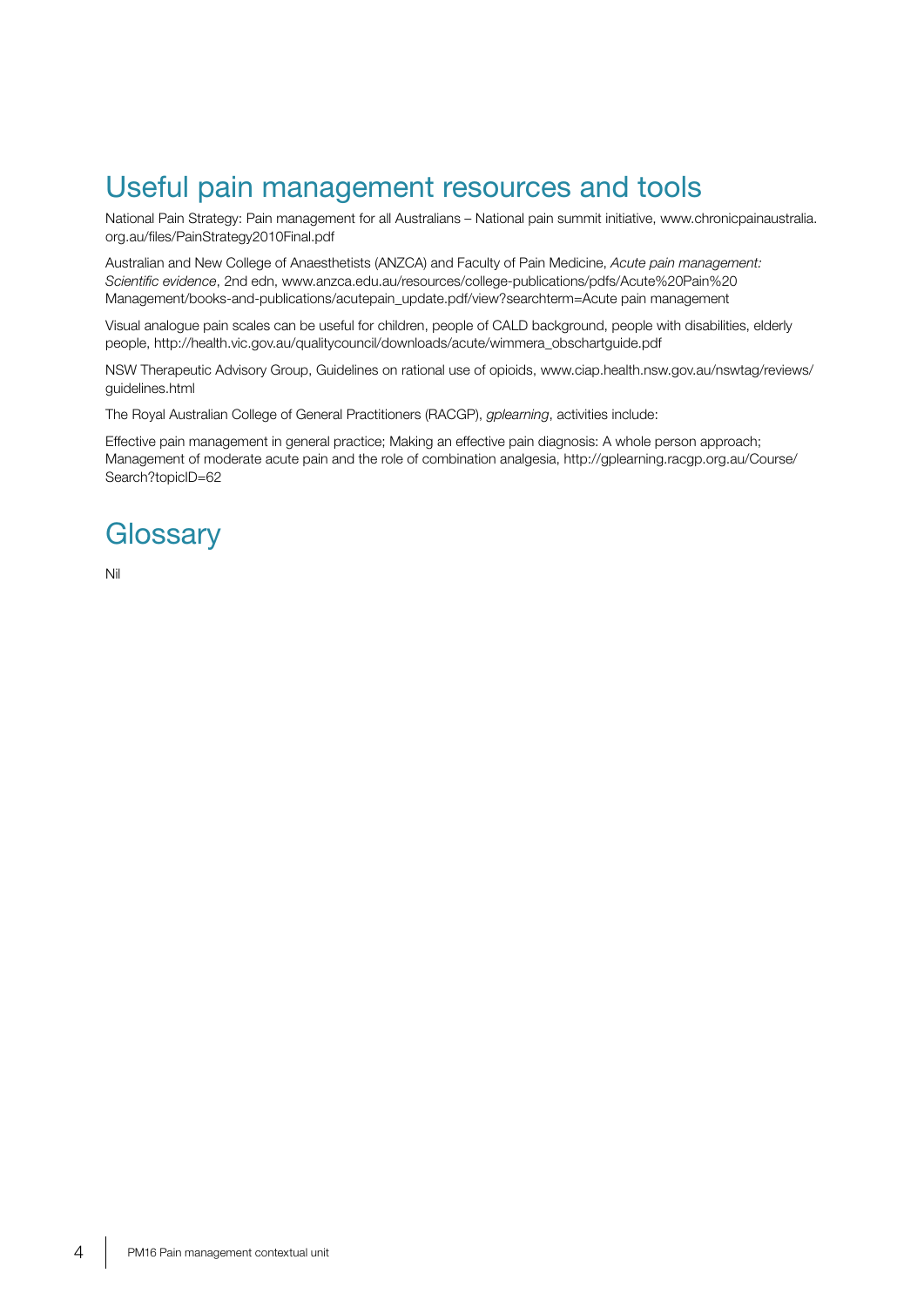## Useful pain management resources and tools

National Pain Strategy: Pain management for all Australians – National pain summit initiative, www.chronicpainaustralia.org.au/files/PainStrategy2010Final.pdf

Australian and New College of Anaesthetists (ANZCA) and Faculty of Pain Medicine, *Acute pain management: Scientific evidence*, 2nd edn, www.anzca.edu.au/resources/college-publications/pdfs/Acute%20Pain%20Management/books-and-publications/acutepain_update.pdf/view?searchterm=Acute pain management

Visual analogue pain scales can be useful for children, people of CALD background, people with disabilities, elderly people, http://health.vic.gov.au/qualitycouncil/downloads/acute/wimmera_obschartguide.pdf

NSW Therapeutic Advisory Group, Guidelines on rational use of opioids, www.ciap.health.nsw.gov.au/nswtag/reviews/guidelines.html

The Royal Australian College of General Practitioners (RACGP), *gplearning*, activities include:

Effective pain management in general practice; Making an effective pain diagnosis: A whole person approach; Management of moderate acute pain and the role of combination analgesia, http://gplearning.racgp.org.au/Course/Search?topicID=62

## Glossary

Nil